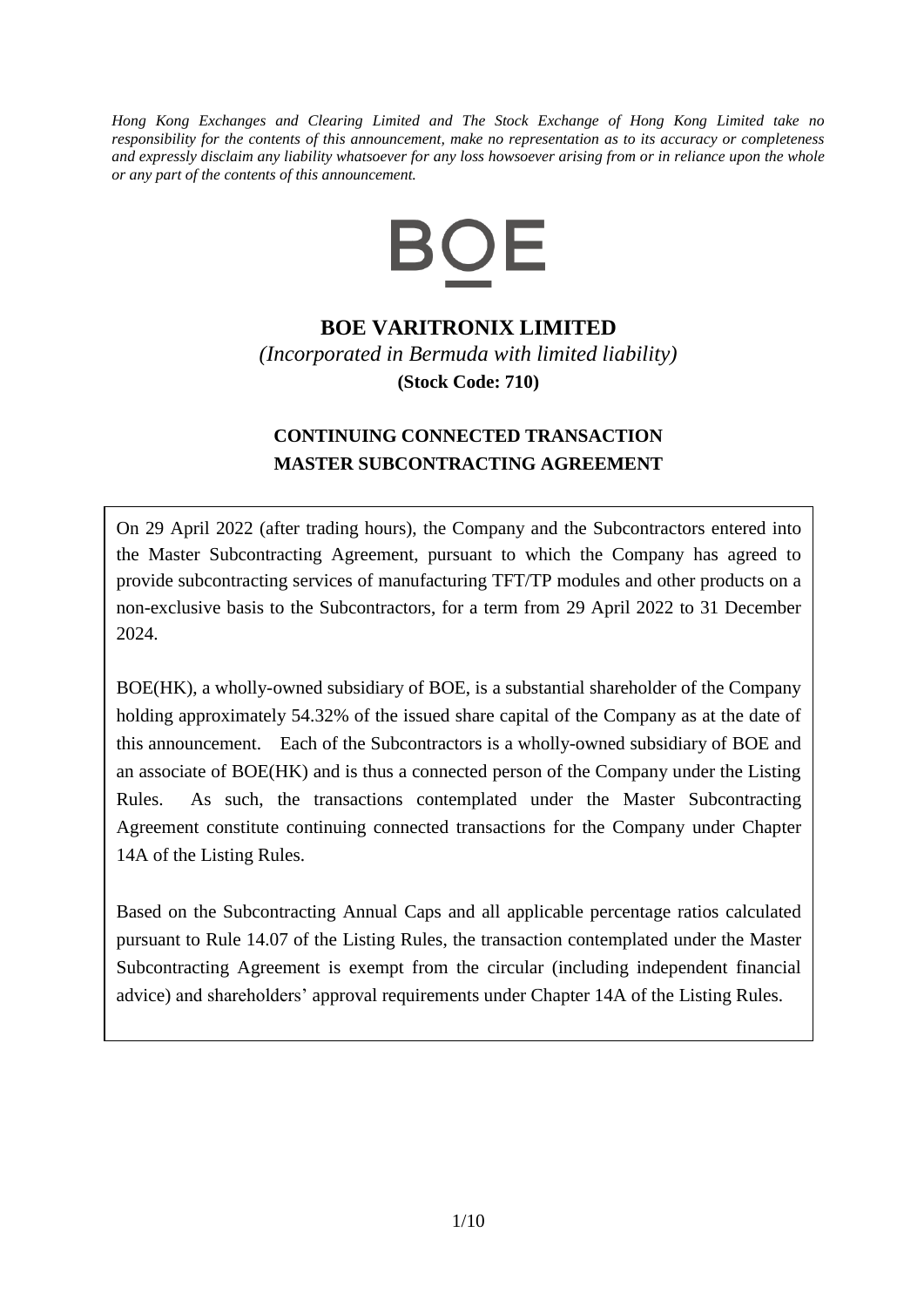*Hong Kong Exchanges and Clearing Limited and The Stock Exchange of Hong Kong Limited take no responsibility for the contents of this announcement, make no representation as to its accuracy or completeness and expressly disclaim any liability whatsoever for any loss howsoever arising from or in reliance upon the whole or any part of the contents of this announcement.*

BOE

# BOE VARITRONIX LIMITED

*(Incorporated in Bermuda with limited liability)*

**(Stock Code: 710)**

## CONTINUING CONNECTED TRANSACTION
## MASTER SUBCONTRACTING AGREEMENT

On 29 April 2022 (after trading hours), the Company and the Subcontractors entered into the Master Subcontracting Agreement, pursuant to which the Company has agreed to provide subcontracting services of manufacturing TFT/TP modules and other products on a non-exclusive basis to the Subcontractors, for a term from 29 April 2022 to 31 December 2024.

BOE(HK), a wholly-owned subsidiary of BOE, is a substantial shareholder of the Company holding approximately 54.32% of the issued share capital of the Company as at the date of this announcement. Each of the Subcontractors is a wholly-owned subsidiary of BOE and an associate of BOE(HK) and is thus a connected person of the Company under the Listing Rules. As such, the transactions contemplated under the Master Subcontracting Agreement constitute continuing connected transactions for the Company under Chapter 14A of the Listing Rules.

Based on the Subcontracting Annual Caps and all applicable percentage ratios calculated pursuant to Rule 14.07 of the Listing Rules, the transaction contemplated under the Master Subcontracting Agreement is exempt from the circular (including independent financial advice) and shareholders' approval requirements under Chapter 14A of the Listing Rules.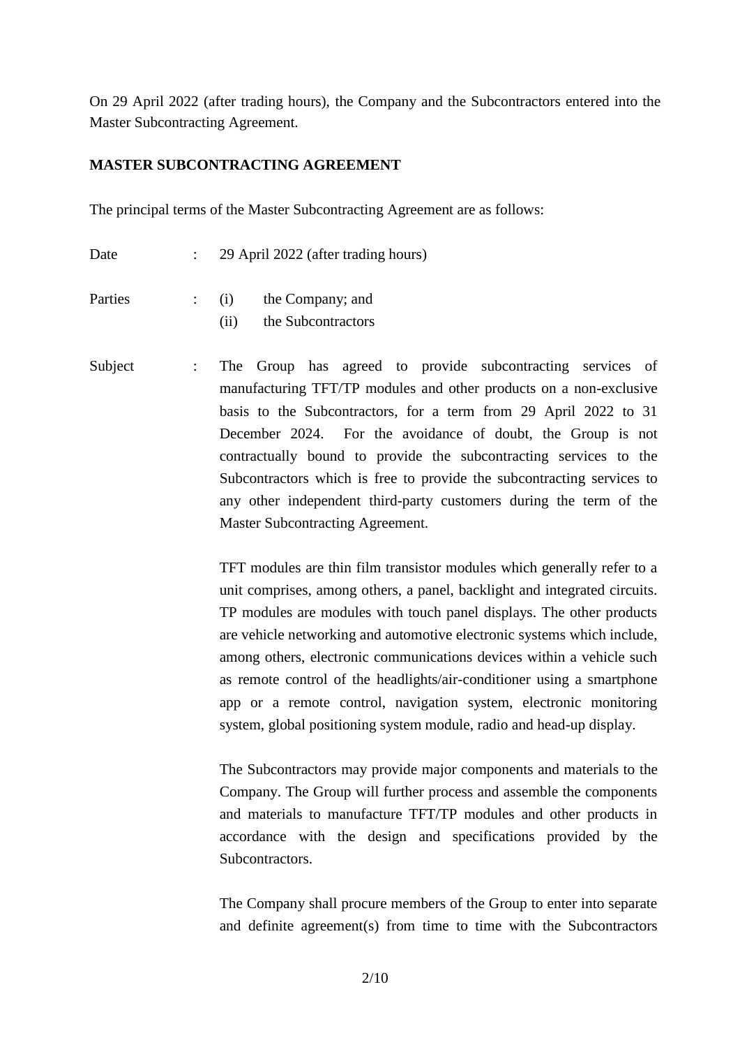On 29 April 2022 (after trading hours), the Company and the Subcontractors entered into the Master Subcontracting Agreement.

**MASTER SUBCONTRACTING AGREEMENT**

The principal terms of the Master Subcontracting Agreement are as follows:

Date : 29 April 2022 (after trading hours)

Parties : (i) the Company; and
(ii) the Subcontractors

Subject : The Group has agreed to provide subcontracting services of manufacturing TFT/TP modules and other products on a non-exclusive basis to the Subcontractors, for a term from 29 April 2022 to 31 December 2024. For the avoidance of doubt, the Group is not contractually bound to provide the subcontracting services to the Subcontractors which is free to provide the subcontracting services to any other independent third-party customers during the term of the Master Subcontracting Agreement.

TFT modules are thin film transistor modules which generally refer to a unit comprises, among others, a panel, backlight and integrated circuits. TP modules are modules with touch panel displays. The other products are vehicle networking and automotive electronic systems which include, among others, electronic communications devices within a vehicle such as remote control of the headlights/air-conditioner using a smartphone app or a remote control, navigation system, electronic monitoring system, global positioning system module, radio and head-up display.

The Subcontractors may provide major components and materials to the Company. The Group will further process and assemble the components and materials to manufacture TFT/TP modules and other products in accordance with the design and specifications provided by the Subcontractors.

The Company shall procure members of the Group to enter into separate and definite agreement(s) from time to time with the Subcontractors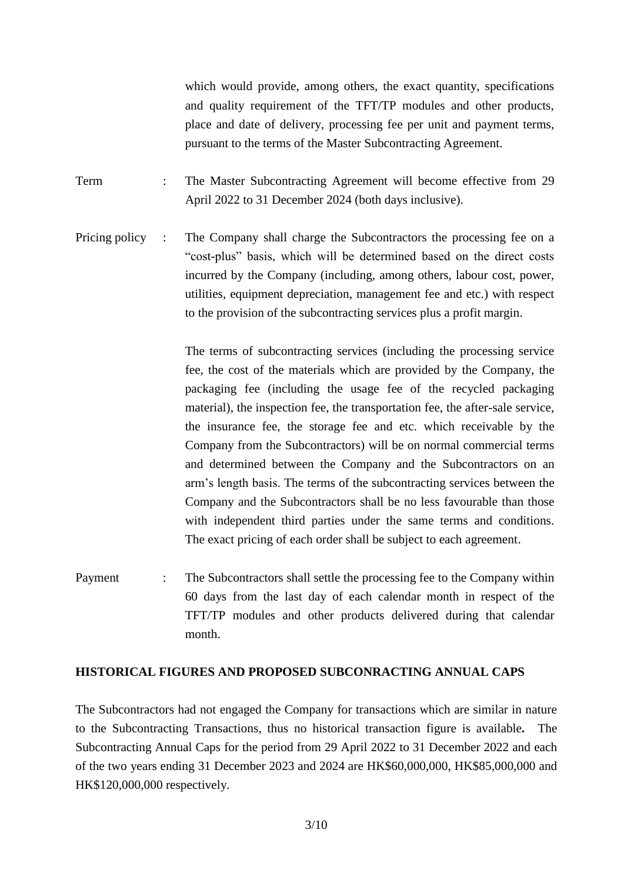which would provide, among others, the exact quantity, specifications and quality requirement of the TFT/TP modules and other products, place and date of delivery, processing fee per unit and payment terms, pursuant to the terms of the Master Subcontracting Agreement.

Term : The Master Subcontracting Agreement will become effective from 29 April 2022 to 31 December 2024 (both days inclusive).

Pricing policy : The Company shall charge the Subcontractors the processing fee on a "cost-plus" basis, which will be determined based on the direct costs incurred by the Company (including, among others, labour cost, power, utilities, equipment depreciation, management fee and etc.) with respect to the provision of the subcontracting services plus a profit margin.

The terms of subcontracting services (including the processing service fee, the cost of the materials which are provided by the Company, the packaging fee (including the usage fee of the recycled packaging material), the inspection fee, the transportation fee, the after-sale service, the insurance fee, the storage fee and etc. which receivable by the Company from the Subcontractors) will be on normal commercial terms and determined between the Company and the Subcontractors on an arm's length basis. The terms of the subcontracting services between the Company and the Subcontractors shall be no less favourable than those with independent third parties under the same terms and conditions. The exact pricing of each order shall be subject to each agreement.

Payment : The Subcontractors shall settle the processing fee to the Company within 60 days from the last day of each calendar month in respect of the TFT/TP modules and other products delivered during that calendar month.

**HISTORICAL FIGURES AND PROPOSED SUBCONRACTING ANNUAL CAPS**

The Subcontractors had not engaged the Company for transactions which are similar in nature to the Subcontracting Transactions, thus no historical transaction figure is available**.** The Subcontracting Annual Caps for the period from 29 April 2022 to 31 December 2022 and each of the two years ending 31 December 2023 and 2024 are HK$60,000,000, HK$85,000,000 and HK$120,000,000 respectively.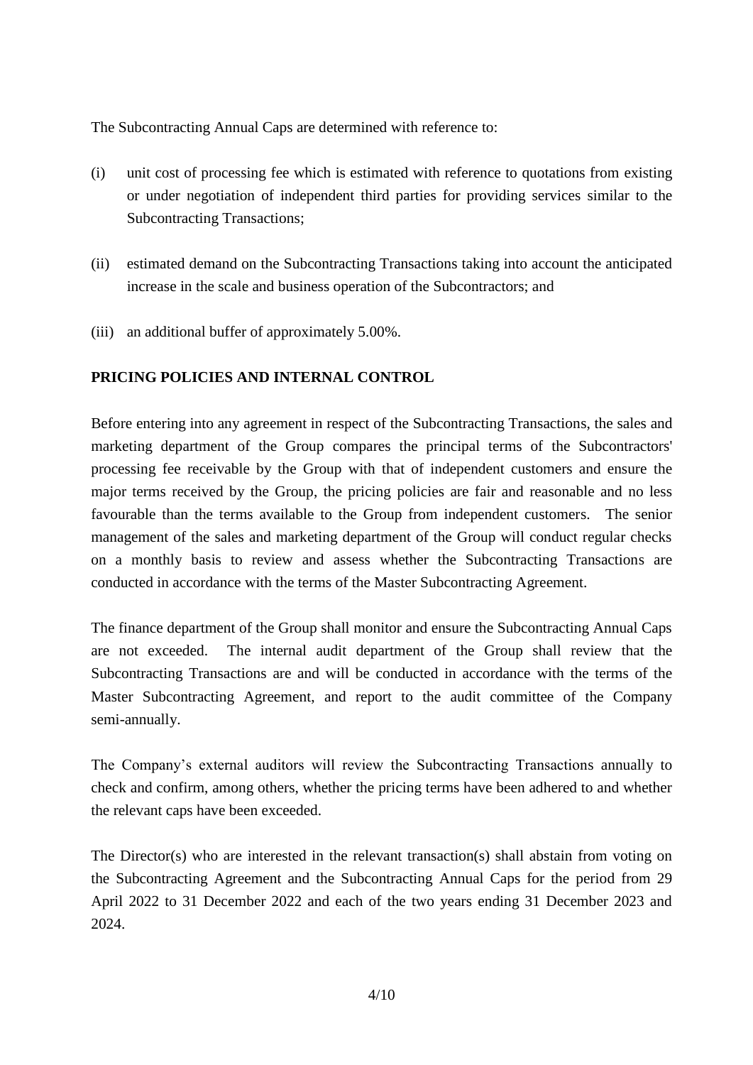The Subcontracting Annual Caps are determined with reference to:

(i) unit cost of processing fee which is estimated with reference to quotations from existing or under negotiation of independent third parties for providing services similar to the Subcontracting Transactions;

(ii) estimated demand on the Subcontracting Transactions taking into account the anticipated increase in the scale and business operation of the Subcontractors; and

(iii) an additional buffer of approximately 5.00%.

**PRICING POLICIES AND INTERNAL CONTROL**

Before entering into any agreement in respect of the Subcontracting Transactions, the sales and marketing department of the Group compares the principal terms of the Subcontractors' processing fee receivable by the Group with that of independent customers and ensure the major terms received by the Group, the pricing policies are fair and reasonable and no less favourable than the terms available to the Group from independent customers. The senior management of the sales and marketing department of the Group will conduct regular checks on a monthly basis to review and assess whether the Subcontracting Transactions are conducted in accordance with the terms of the Master Subcontracting Agreement.

The finance department of the Group shall monitor and ensure the Subcontracting Annual Caps are not exceeded. The internal audit department of the Group shall review that the Subcontracting Transactions are and will be conducted in accordance with the terms of the Master Subcontracting Agreement, and report to the audit committee of the Company semi-annually.

The Company's external auditors will review the Subcontracting Transactions annually to check and confirm, among others, whether the pricing terms have been adhered to and whether the relevant caps have been exceeded.

The Director(s) who are interested in the relevant transaction(s) shall abstain from voting on the Subcontracting Agreement and the Subcontracting Annual Caps for the period from 29 April 2022 to 31 December 2022 and each of the two years ending 31 December 2023 and 2024.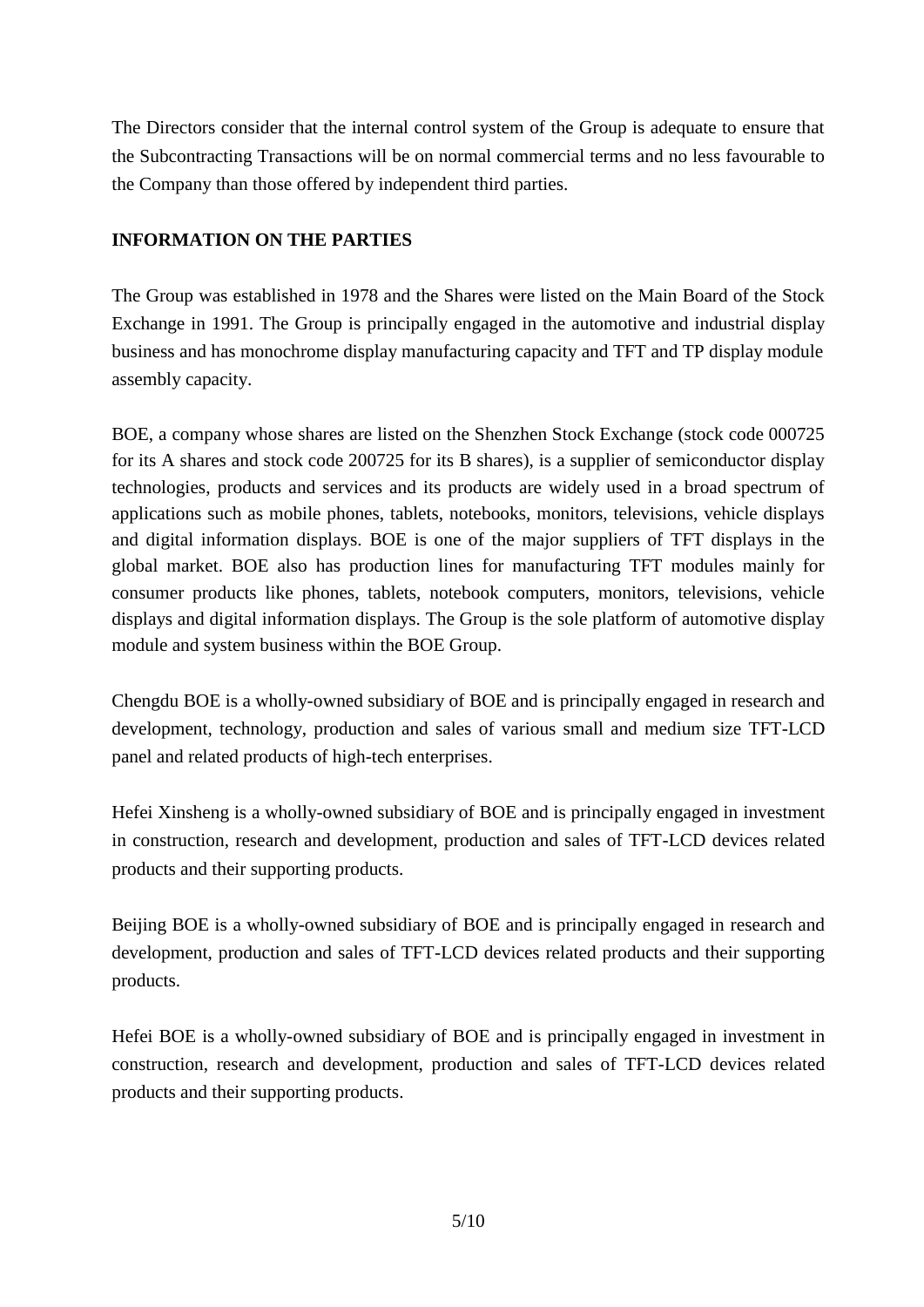The Directors consider that the internal control system of the Group is adequate to ensure that the Subcontracting Transactions will be on normal commercial terms and no less favourable to the Company than those offered by independent third parties.

**INFORMATION ON THE PARTIES**

The Group was established in 1978 and the Shares were listed on the Main Board of the Stock Exchange in 1991. The Group is principally engaged in the automotive and industrial display business and has monochrome display manufacturing capacity and TFT and TP display module assembly capacity.

BOE, a company whose shares are listed on the Shenzhen Stock Exchange (stock code 000725 for its A shares and stock code 200725 for its B shares), is a supplier of semiconductor display technologies, products and services and its products are widely used in a broad spectrum of applications such as mobile phones, tablets, notebooks, monitors, televisions, vehicle displays and digital information displays. BOE is one of the major suppliers of TFT displays in the global market. BOE also has production lines for manufacturing TFT modules mainly for consumer products like phones, tablets, notebook computers, monitors, televisions, vehicle displays and digital information displays. The Group is the sole platform of automotive display module and system business within the BOE Group.

Chengdu BOE is a wholly-owned subsidiary of BOE and is principally engaged in research and development, technology, production and sales of various small and medium size TFT-LCD panel and related products of high-tech enterprises.

Hefei Xinsheng is a wholly-owned subsidiary of BOE and is principally engaged in investment in construction, research and development, production and sales of TFT-LCD devices related products and their supporting products.

Beijing BOE is a wholly-owned subsidiary of BOE and is principally engaged in research and development, production and sales of TFT-LCD devices related products and their supporting products.

Hefei BOE is a wholly-owned subsidiary of BOE and is principally engaged in investment in construction, research and development, production and sales of TFT-LCD devices related products and their supporting products.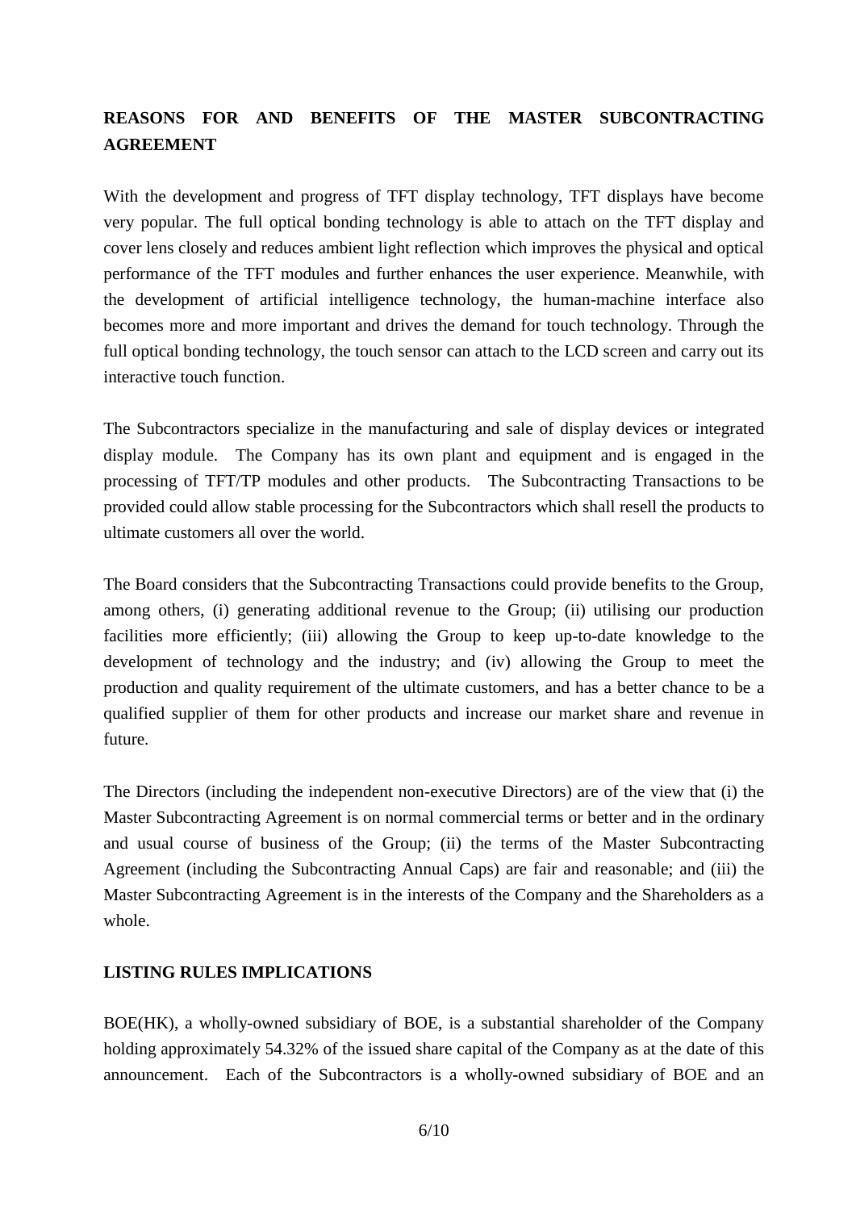## REASONS FOR AND BENEFITS OF THE MASTER SUBCONTRACTING AGREEMENT

With the development and progress of TFT display technology, TFT displays have become very popular. The full optical bonding technology is able to attach on the TFT display and cover lens closely and reduces ambient light reflection which improves the physical and optical performance of the TFT modules and further enhances the user experience. Meanwhile, with the development of artificial intelligence technology, the human-machine interface also becomes more and more important and drives the demand for touch technology. Through the full optical bonding technology, the touch sensor can attach to the LCD screen and carry out its interactive touch function.

The Subcontractors specialize in the manufacturing and sale of display devices or integrated display module. The Company has its own plant and equipment and is engaged in the processing of TFT/TP modules and other products. The Subcontracting Transactions to be provided could allow stable processing for the Subcontractors which shall resell the products to ultimate customers all over the world.

The Board considers that the Subcontracting Transactions could provide benefits to the Group, among others, (i) generating additional revenue to the Group; (ii) utilising our production facilities more efficiently; (iii) allowing the Group to keep up-to-date knowledge to the development of technology and the industry; and (iv) allowing the Group to meet the production and quality requirement of the ultimate customers, and has a better chance to be a qualified supplier of them for other products and increase our market share and revenue in future.

The Directors (including the independent non-executive Directors) are of the view that (i) the Master Subcontracting Agreement is on normal commercial terms or better and in the ordinary and usual course of business of the Group; (ii) the terms of the Master Subcontracting Agreement (including the Subcontracting Annual Caps) are fair and reasonable; and (iii) the Master Subcontracting Agreement is in the interests of the Company and the Shareholders as a whole.

## LISTING RULES IMPLICATIONS

BOE(HK), a wholly-owned subsidiary of BOE, is a substantial shareholder of the Company holding approximately 54.32% of the issued share capital of the Company as at the date of this announcement. Each of the Subcontractors is a wholly-owned subsidiary of BOE and an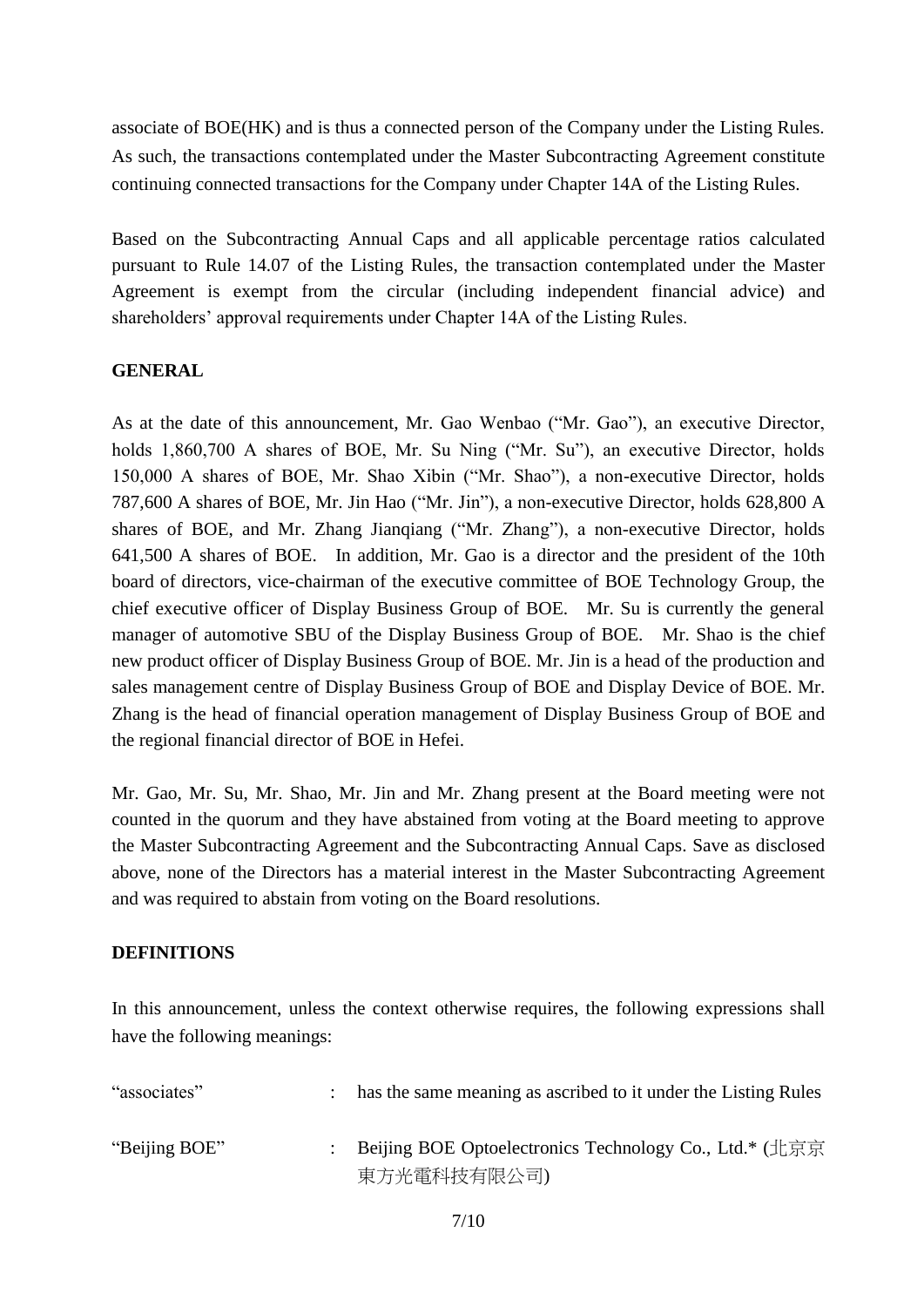associate of BOE(HK) and is thus a connected person of the Company under the Listing Rules. As such, the transactions contemplated under the Master Subcontracting Agreement constitute continuing connected transactions for the Company under Chapter 14A of the Listing Rules.

Based on the Subcontracting Annual Caps and all applicable percentage ratios calculated pursuant to Rule 14.07 of the Listing Rules, the transaction contemplated under the Master Agreement is exempt from the circular (including independent financial advice) and shareholders' approval requirements under Chapter 14A of the Listing Rules.

**GENERAL**

As at the date of this announcement, Mr. Gao Wenbao ("Mr. Gao"), an executive Director, holds 1,860,700 A shares of BOE, Mr. Su Ning ("Mr. Su"), an executive Director, holds 150,000 A shares of BOE, Mr. Shao Xibin ("Mr. Shao"), a non-executive Director, holds 787,600 A shares of BOE, Mr. Jin Hao ("Mr. Jin"), a non-executive Director, holds 628,800 A shares of BOE, and Mr. Zhang Jianqiang ("Mr. Zhang"), a non-executive Director, holds 641,500 A shares of BOE. In addition, Mr. Gao is a director and the president of the 10th board of directors, vice-chairman of the executive committee of BOE Technology Group, the chief executive officer of Display Business Group of BOE. Mr. Su is currently the general manager of automotive SBU of the Display Business Group of BOE. Mr. Shao is the chief new product officer of Display Business Group of BOE. Mr. Jin is a head of the production and sales management centre of Display Business Group of BOE and Display Device of BOE. Mr. Zhang is the head of financial operation management of Display Business Group of BOE and the regional financial director of BOE in Hefei.

Mr. Gao, Mr. Su, Mr. Shao, Mr. Jin and Mr. Zhang present at the Board meeting were not counted in the quorum and they have abstained from voting at the Board meeting to approve the Master Subcontracting Agreement and the Subcontracting Annual Caps. Save as disclosed above, none of the Directors has a material interest in the Master Subcontracting Agreement and was required to abstain from voting on the Board resolutions.

**DEFINITIONS**

In this announcement, unless the context otherwise requires, the following expressions shall have the following meanings:

| | | |
|---|---|---|
| "associates" | : | has the same meaning as ascribed to it under the Listing Rules |
| "Beijing BOE" | : | Beijing BOE Optoelectronics Technology Co., Ltd.* (北京京東方光電科技有限公司) |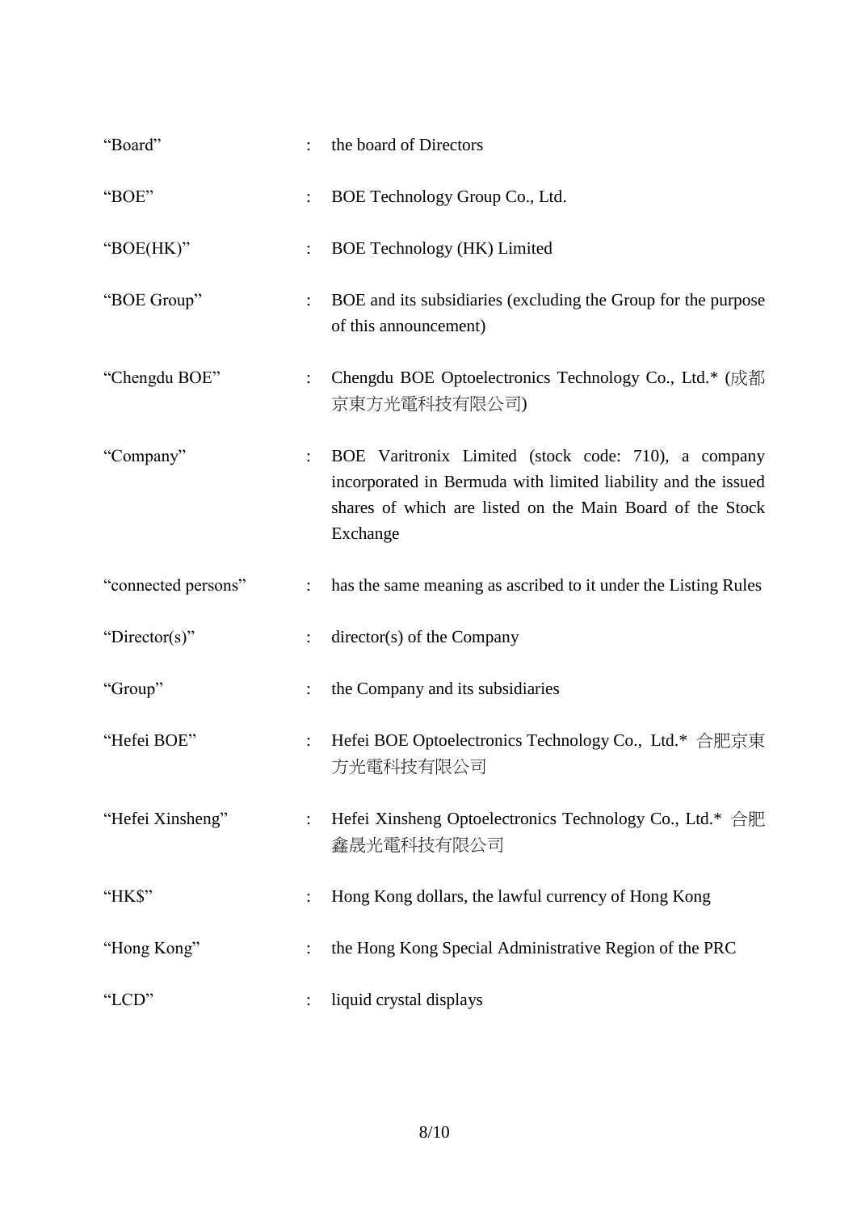| | | |
|---|---|---|
| "Board" | : | the board of Directors |
| "BOE" | : | BOE Technology Group Co., Ltd. |
| "BOE(HK)" | : | BOE Technology (HK) Limited |
| "BOE Group" | : | BOE and its subsidiaries (excluding the Group for the purpose of this announcement) |
| "Chengdu BOE" | : | Chengdu BOE Optoelectronics Technology Co., Ltd.* (成都京東方光電科技有限公司) |
| "Company" | : | BOE Varitronix Limited (stock code: 710), a company incorporated in Bermuda with limited liability and the issued shares of which are listed on the Main Board of the Stock Exchange |
| "connected persons" | : | has the same meaning as ascribed to it under the Listing Rules |
| "Director(s)" | : | director(s) of the Company |
| "Group" | : | the Company and its subsidiaries |
| "Hefei BOE" | : | Hefei BOE Optoelectronics Technology Co., Ltd.* 合肥京東方光電科技有限公司 |
| "Hefei Xinsheng" | : | Hefei Xinsheng Optoelectronics Technology Co., Ltd.* 合肥鑫晟光電科技有限公司 |
| "HK$" | : | Hong Kong dollars, the lawful currency of Hong Kong |
| "Hong Kong" | : | the Hong Kong Special Administrative Region of the PRC |
| "LCD" | : | liquid crystal displays |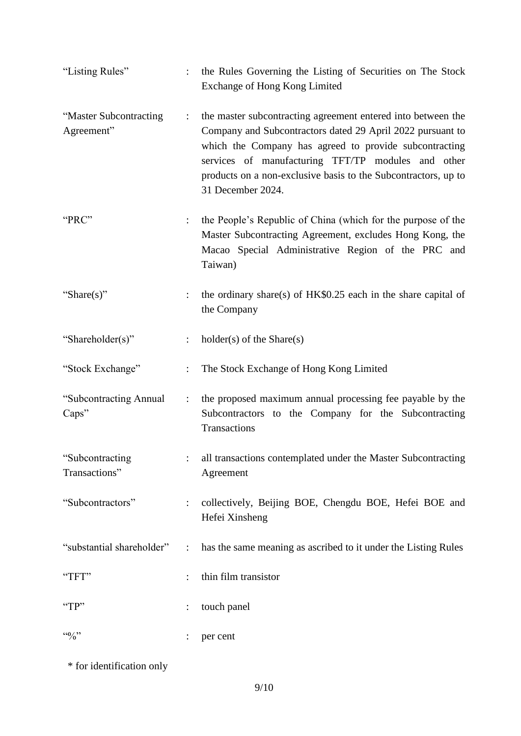| | | |
|---|---|---|
| "Listing Rules" | : | the Rules Governing the Listing of Securities on The Stock Exchange of Hong Kong Limited |
| "Master Subcontracting Agreement" | : | the master subcontracting agreement entered into between the Company and Subcontractors dated 29 April 2022 pursuant to which the Company has agreed to provide subcontracting services of manufacturing TFT/TP modules and other products on a non-exclusive basis to the Subcontractors, up to 31 December 2024. |
| "PRC" | : | the People's Republic of China (which for the purpose of the Master Subcontracting Agreement, excludes Hong Kong, the Macao Special Administrative Region of the PRC and Taiwan) |
| "Share(s)" | : | the ordinary share(s) of HK$0.25 each in the share capital of the Company |
| "Shareholder(s)" | : | holder(s) of the Share(s) |
| "Stock Exchange" | : | The Stock Exchange of Hong Kong Limited |
| "Subcontracting Annual Caps" | : | the proposed maximum annual processing fee payable by the Subcontractors to the Company for the Subcontracting Transactions |
| "Subcontracting Transactions" | : | all transactions contemplated under the Master Subcontracting Agreement |
| "Subcontractors" | : | collectively, Beijing BOE, Chengdu BOE, Hefei BOE and Hefei Xinsheng |
| "substantial shareholder" | : | has the same meaning as ascribed to it under the Listing Rules |
| "TFT" | : | thin film transistor |
| "TP" | : | touch panel |
| "%" | : | per cent |

* for identification only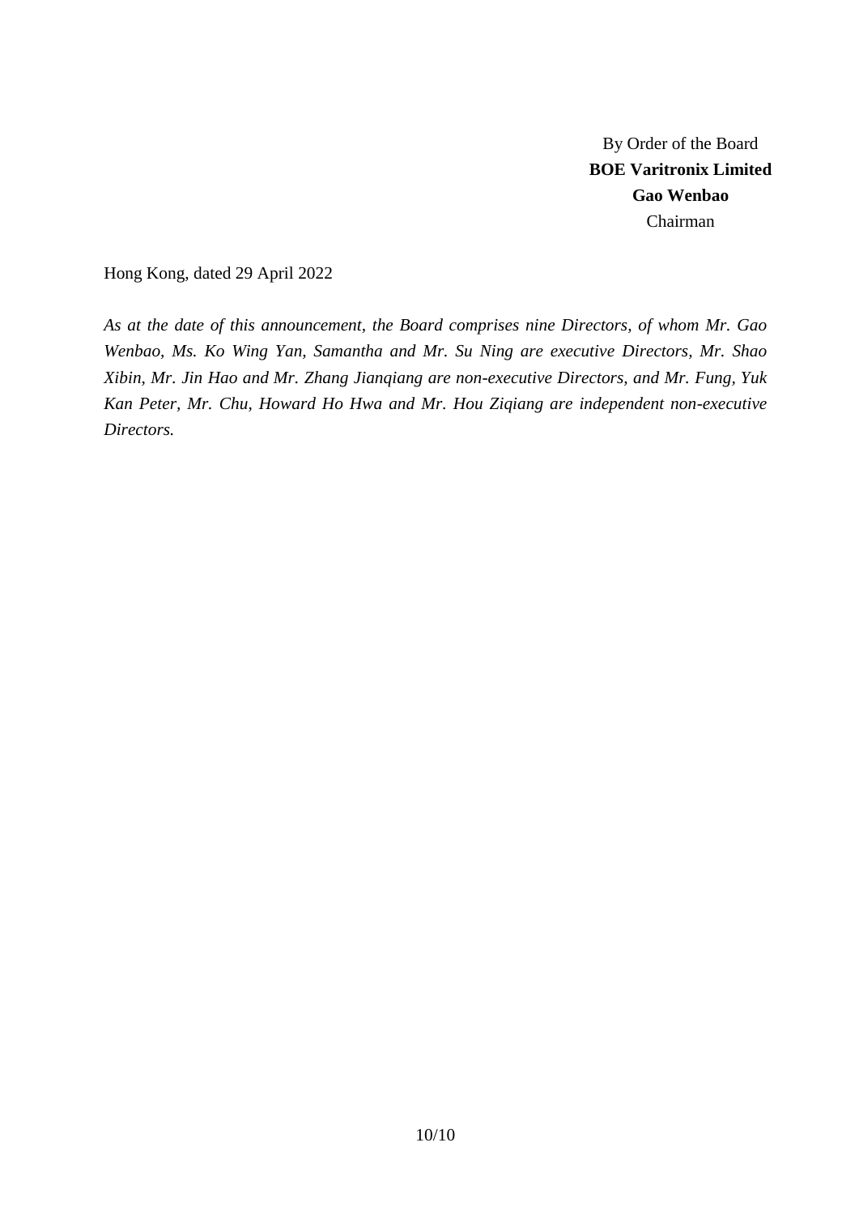By Order of the Board
**BOE Varitronix Limited**
**Gao Wenbao**
Chairman

Hong Kong, dated 29 April 2022

*As at the date of this announcement, the Board comprises nine Directors, of whom Mr. Gao Wenbao, Ms. Ko Wing Yan, Samantha and Mr. Su Ning are executive Directors, Mr. Shao Xibin, Mr. Jin Hao and Mr. Zhang Jianqiang are non-executive Directors, and Mr. Fung, Yuk Kan Peter, Mr. Chu, Howard Ho Hwa and Mr. Hou Ziqiang are independent non-executive Directors.*